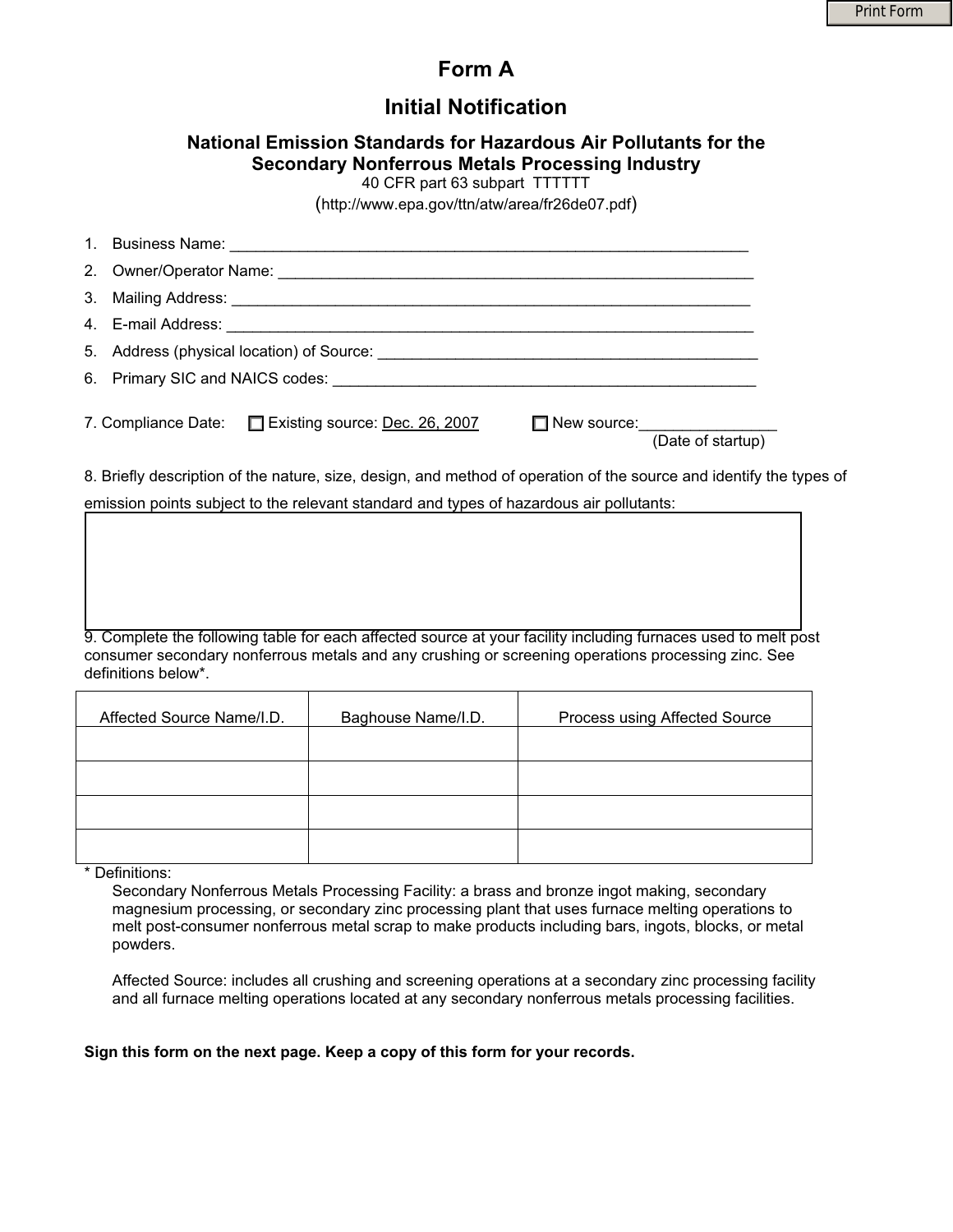Print Form

# Form A

## Initial Notification

### National Emission Standards for Hazardous Air Pollutants for the Secondary Nonferrous Metals Processing Industry

40 CFR part 63 subpart TTTTTT

(http://www.epa.gov/ttn/atw/area/fr26de07.pdf)

1. Business Name: ____________________________________________________________
2. Owner/Operator Name: ________________________________________________________
3. Mailing Address: ____________________________________________________________
4. E-mail Address: _____________________________________________________________
5. Address (physical location) of Source: ____________________________________________
6. Primary SIC and NAICS codes: _________________________________________________

7. Compliance Date: ☐ Existing source: Dec. 26, 2007 ☐ New source:________________ (Date of startup)

8. Briefly description of the nature, size, design, and method of operation of the source and identify the types of emission points subject to the relevant standard and types of hazardous air pollutants:

9. Complete the following table for each affected source at your facility including furnaces used to melt post consumer secondary nonferrous metals and any crushing or screening operations processing zinc. See definitions below*.

| Affected Source Name/I.D. | Baghouse Name/I.D. | Process using Affected Source |
|---|---|---|
| | | |
| | | |
| | | |
| | | |

* Definitions:

Secondary Nonferrous Metals Processing Facility: a brass and bronze ingot making, secondary magnesium processing, or secondary zinc processing plant that uses furnace melting operations to melt post-consumer nonferrous metal scrap to make products including bars, ingots, blocks, or metal powders.

Affected Source: includes all crushing and screening operations at a secondary zinc processing facility and all furnace melting operations located at any secondary nonferrous metals processing facilities.

**Sign this form on the next page. Keep a copy of this form for your records.**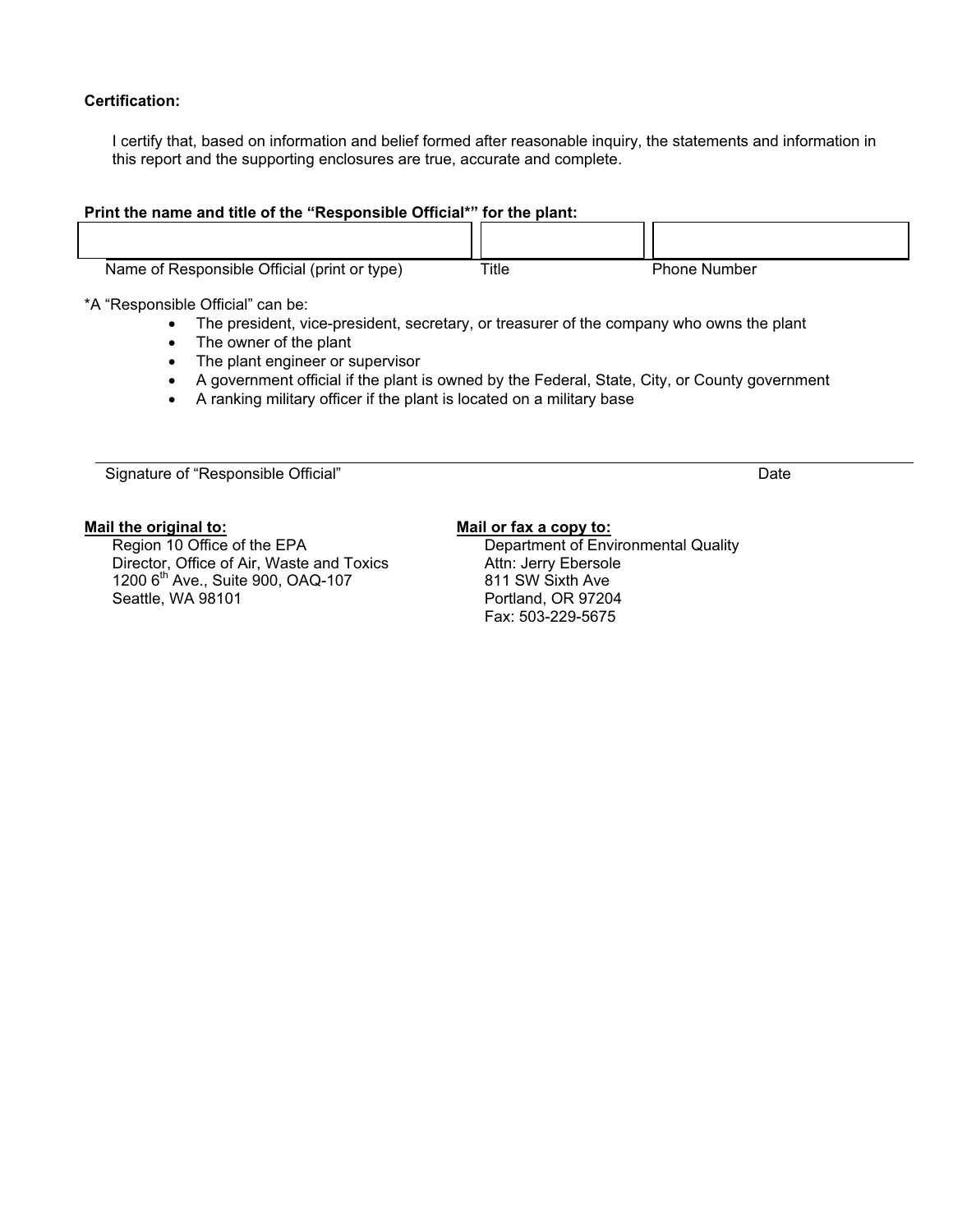**Certification:**

I certify that, based on information and belief formed after reasonable inquiry, the statements and information in this report and the supporting enclosures are true, accurate and complete.

**Print the name and title of the "Responsible Official*" for the plant:**

| | | |
|---|---|---|
| Name of Responsible Official (print or type) | Title | Phone Number |

*A "Responsible Official" can be:

- The president, vice-president, secretary, or treasurer of the company who owns the plant
- The owner of the plant
- The plant engineer or supervisor
- A government official if the plant is owned by the Federal, State, City, or County government
- A ranking military officer if the plant is located on a military base

Signature of "Responsible Official" Date

**Mail the original to:**

Region 10 Office of the EPA
Director, Office of Air, Waste and Toxics
1200 6th Ave., Suite 900, OAQ-107
Seattle, WA 98101

**Mail or fax a copy to:**

Department of Environmental Quality
Attn: Jerry Ebersole
811 SW Sixth Ave
Portland, OR 97204
Fax: 503-229-5675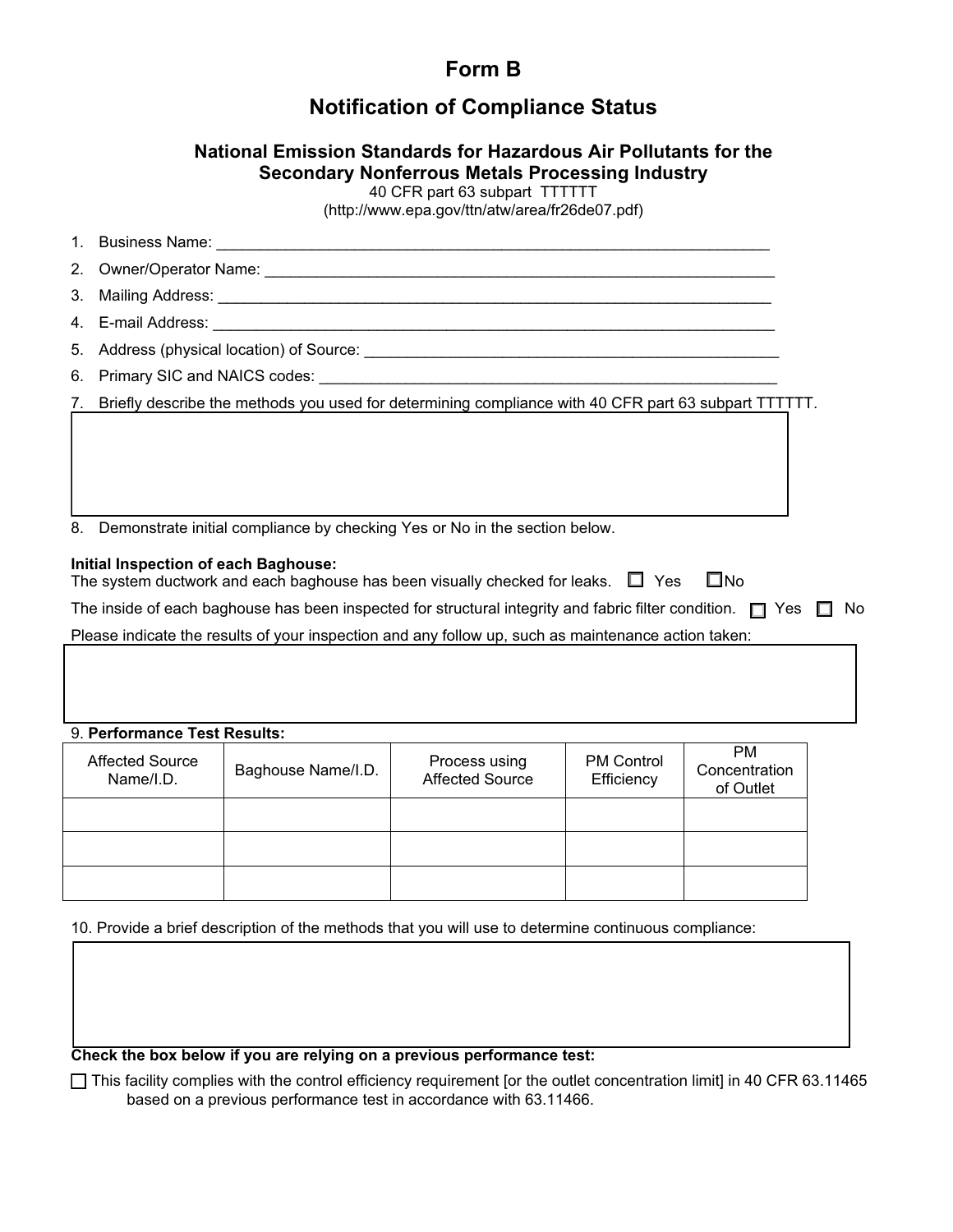# Form B

## Notification of Compliance Status

### National Emission Standards for Hazardous Air Pollutants for the Secondary Nonferrous Metals Processing Industry

40 CFR part 63 subpart TTTTTT
(http://www.epa.gov/ttn/atw/area/fr26de07.pdf)

1. Business Name: ___________________________________________________________________
2. Owner/Operator Name: _______________________________________________________________
3. Mailing Address: __________________________________________________________________
4. E-mail Address: ___________________________________________________________________
5. Address (physical location) of Source: ______________________________________________
6. Primary SIC and NAICS codes: ___________________________________________________
7. Briefly describe the methods you used for determining compliance with 40 CFR part 63 subpart TTTTTT.

|  |
|---|
|  |

8. Demonstrate initial compliance by checking Yes or No in the section below.

**Initial Inspection of each Baghouse:**
The system ductwork and each baghouse has been visually checked for leaks. ☐ Yes ☐ No

The inside of each baghouse has been inspected for structural integrity and fabric filter condition. ☐ Yes ☐ No

Please indicate the results of your inspection and any follow up, such as maintenance action taken:

|  |
|---|
|  |

9. **Performance Test Results:**

| Affected Source Name/I.D. | Baghouse Name/I.D. | Process using Affected Source | PM Control Efficiency | PM Concentration of Outlet |
|---|---|---|---|---|
|  |  |  |  |  |
|  |  |  |  |  |
|  |  |  |  |  |

10. Provide a brief description of the methods that you will use to determine continuous compliance:

|  |
|---|
|  |

**Check the box below if you are relying on a previous performance test:**

☐ This facility complies with the control efficiency requirement [or the outlet concentration limit] in 40 CFR 63.11465 based on a previous performance test in accordance with 63.11466.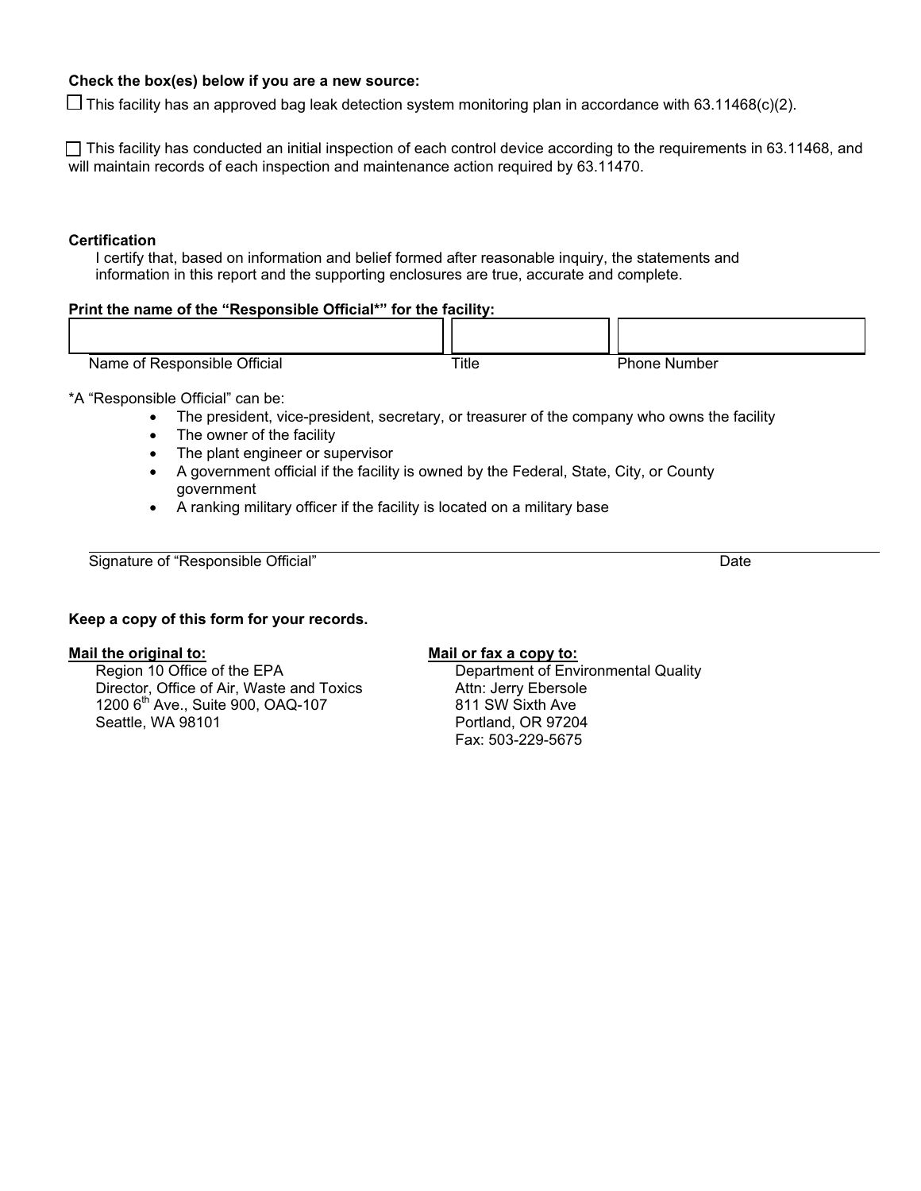**Check the box(es) below if you are a new source:**

☐ This facility has an approved bag leak detection system monitoring plan in accordance with 63.11468(c)(2).

☐ This facility has conducted an initial inspection of each control device according to the requirements in 63.11468, and will maintain records of each inspection and maintenance action required by 63.11470.

**Certification**

I certify that, based on information and belief formed after reasonable inquiry, the statements and information in this report and the supporting enclosures are true, accurate and complete.

**Print the name of the "Responsible Official*" for the facility:**

| | | |
|---|---|---|
| | | |
| Name of Responsible Official | Title | Phone Number |

*A "Responsible Official" can be:

- The president, vice-president, secretary, or treasurer of the company who owns the facility
- The owner of the facility
- The plant engineer or supervisor
- A government official if the facility is owned by the Federal, State, City, or County government
- A ranking military officer if the facility is located on a military base

Signature of "Responsible Official" Date

**Keep a copy of this form for your records.**

**Mail the original to:**

Region 10 Office of the EPA
Director, Office of Air, Waste and Toxics
1200 6th Ave., Suite 900, OAQ-107
Seattle, WA 98101

**Mail or fax a copy to:**

Department of Environmental Quality
Attn: Jerry Ebersole
811 SW Sixth Ave
Portland, OR 97204
Fax: 503-229-5675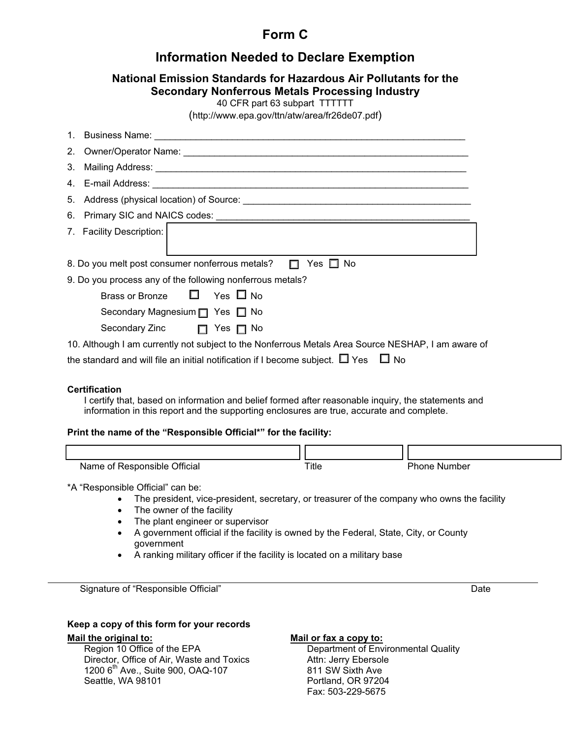# Form C

## Information Needed to Declare Exemption

### National Emission Standards for Hazardous Air Pollutants for the Secondary Nonferrous Metals Processing Industry

40 CFR part 63 subpart TTTTTT

(http://www.epa.gov/ttn/atw/area/fr26de07.pdf)

1. Business Name: ___________________________________________________________
2. Owner/Operator Name: _____________________________________________________
3. Mailing Address: _________________________________________________________
4. E-mail Address: __________________________________________________________
5. Address (physical location) of Source: _____________________________________
6. Primary SIC and NAICS codes: _______________________________________________
7. Facility Description: 

8. Do you melt post consumer nonferrous metals? ☐ Yes ☐ No

9. Do you process any of the following nonferrous metals?

   Brass or Bronze ☐ Yes ☐ No

   Secondary Magnesium ☐ Yes ☐ No

   Secondary Zinc ☐ Yes ☐ No

10. Although I am currently not subject to the Nonferrous Metals Area Source NESHAP, I am aware of the standard and will file an initial notification if I become subject. ☐ Yes ☐ No

**Certification**

I certify that, based on information and belief formed after reasonable inquiry, the statements and information in this report and the supporting enclosures are true, accurate and complete.

**Print the name of the "Responsible Official*" for the facility:**

| | | |
|---|---|---|
| | | |
| Name of Responsible Official | Title | Phone Number |

*A "Responsible Official" can be:

- The president, vice-president, secretary, or treasurer of the company who owns the facility
- The owner of the facility
- The plant engineer or supervisor
- A government official if the facility is owned by the Federal, State, City, or County government
- A ranking military officer if the facility is located on a military base

_____________________________________________________________________________

Signature of "Responsible Official" Date

**Keep a copy of this form for your records**

**Mail the original to:**

Region 10 Office of the EPA
Director, Office of Air, Waste and Toxics
1200 6th Ave., Suite 900, OAQ-107
Seattle, WA 98101

**Mail or fax a copy to:**

Department of Environmental Quality
Attn: Jerry Ebersole
811 SW Sixth Ave
Portland, OR 97204
Fax: 503-229-5675